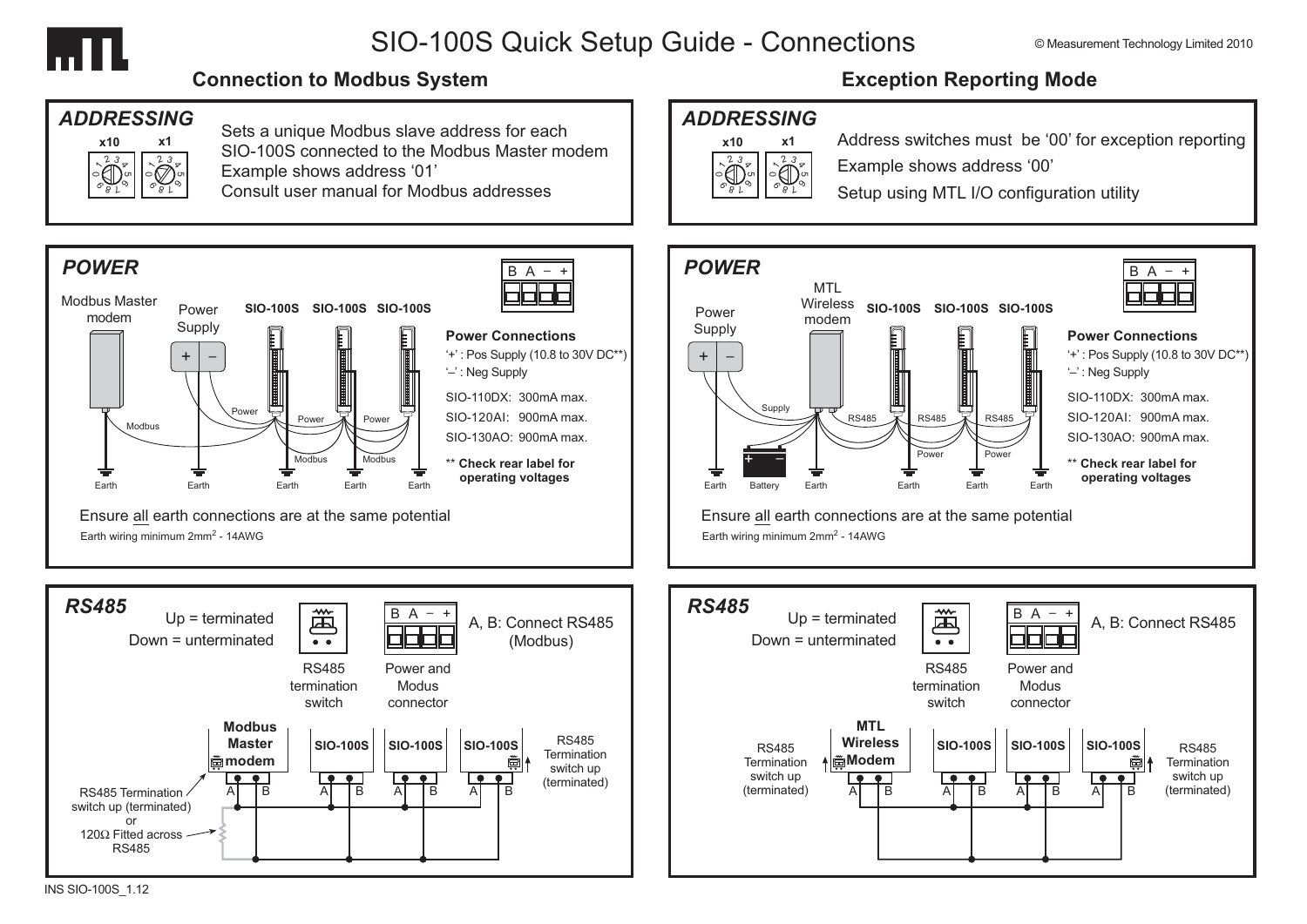# SIO-100S Quick Setup Guide - Connections

© Measurement Technology Limited 2010

## Connection to Modbus System

### ADDRESSING

x10 x1

Sets a unique Modbus slave address for each SIO-100S connected to the Modbus Master modem

Example shows address '01'

Consult user manual for Modbus addresses

### POWER

Modbus Master modem — Power Supply — SIO-100S — SIO-100S — SIO-100S

Modbus, Power, Power, Power, Modbus, Modbus

Earth, Earth, Earth, Earth, Earth

B A – +

**Power Connections**

'+' : Pos Supply (10.8 to 30V DC**)

'–' : Neg Supply

SIO-110DX: 300mA max.

SIO-120AI: 900mA max.

SIO-130AO: 900mA max.

**\*\* Check rear label for operating voltages**

Ensure all earth connections are at the same potential

Earth wiring minimum 2mm$^2$ - 14AWG

### RS485

Up = terminated

Down = unterminated

RS485 termination switch

Power and Modus connector

B A – +

A, B: Connect RS485 (Modbus)

**Modbus Master modem** — **SIO-100S** — **SIO-100S** — **SIO-100S**

A B

RS485 Termination switch up (terminated) or 120Ω Fitted across RS485

RS485 Termination switch up (terminated)

## Exception Reporting Mode

### ADDRESSING

x10 x1

Address switches must be '00' for exception reporting

Example shows address '00'

Setup using MTL I/O configuration utility

### POWER

Power Supply — MTL Wireless modem — SIO-100S — SIO-100S — SIO-100S

Supply, RS485, RS485, RS485, Power, Power

Earth, Battery, Earth, Earth, Earth, Earth

B A – +

**Power Connections**

'+' : Pos Supply (10.8 to 30V DC**)

'–' : Neg Supply

SIO-110DX: 300mA max.

SIO-120AI: 900mA max.

SIO-130AO: 900mA max.

**\*\* Check rear label for operating voltages**

Ensure all earth connections are at the same potential

Earth wiring minimum 2mm$^2$ - 14AWG

### RS485

Up = terminated

Down = unterminated

RS485 termination switch

Power and Modus connector

B A – +

A, B: Connect RS485

RS485 Termination switch up (terminated)

**MTL Wireless Modem** — **SIO-100S** — **SIO-100S** — **SIO-100S**

A B

RS485 Termination switch up (terminated)

INS SIO-100S_1.12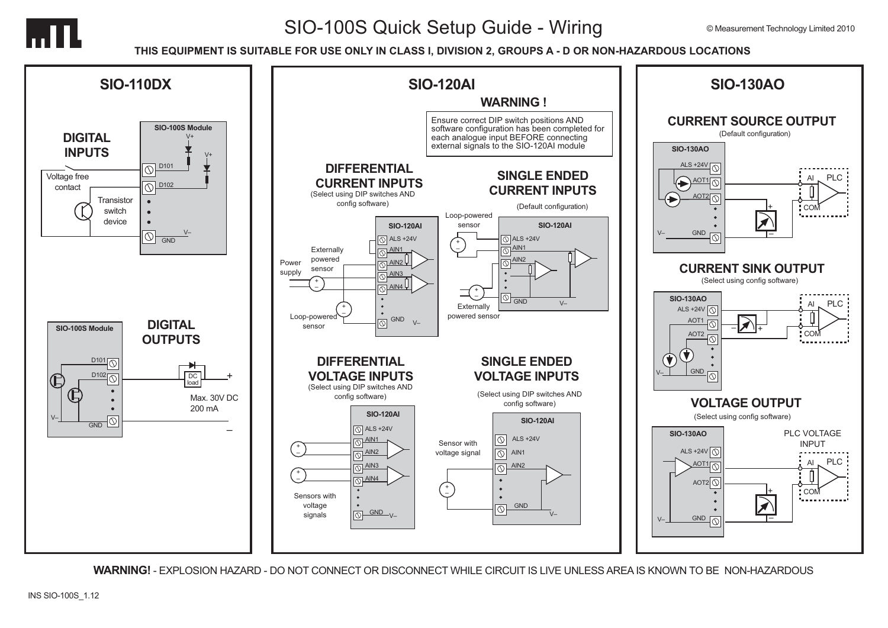# SIO-100S Quick Setup Guide - Wiring

© Measurement Technology Limited 2010

**THIS EQUIPMENT IS SUITABLE FOR USE ONLY IN CLASS I, DIVISION 2, GROUPS A - D OR NON-HAZARDOUS LOCATIONS**

## SIO-110DX

### DIGITAL INPUTS

SIO-100S Module

V+

V+

D101

D102

GND

V–

Voltage free contact

Transistor switch device

### DIGITAL OUTPUTS

SIO-100S Module

D101

D102

GND

V–

DC load

+

–

Max. 30V DC
200 mA

## SIO-120AI

### WARNING !

Ensure correct DIP switch positions AND software configuration has been completed for each analogue input BEFORE connecting external signals to the SIO-120AI module

### DIFFERENTIAL CURRENT INPUTS

(Select using DIP switches AND config software)

SIO-120AI

ALS +24V

AIN1

AIN2

AIN3

AIN4

GND

V–

Externally powered sensor

Power supply

Loop-powered sensor

### SINGLE ENDED CURRENT INPUTS

(Default configuration)

Loop-powered sensor

SIO-120AI

ALS +24V

AIN1

AIN2

GND

V–

Externally powered sensor

### DIFFERENTIAL VOLTAGE INPUTS

(Select using DIP switches AND config software)

SIO-120AI

ALS +24V

AIN1

AIN2

AIN3

AIN4

GND

V–

Sensors with voltage signals

### SINGLE ENDED VOLTAGE INPUTS

(Select using DIP switches AND config software)

SIO-120AI

ALS +24V

AIN1

AIN2

GND

V–

Sensor with voltage signal

## SIO-130AO

### CURRENT SOURCE OUTPUT

(Default configuration)

SIO-130AO

ALS +24V

AOT1

AOT2

GND

V–

AI

PLC

COM

### CURRENT SINK OUTPUT

(Select using config software)

SIO-130AO

ALS +24V

AOT1

AOT2

GND

V–

AI

PLC

COM

### VOLTAGE OUTPUT

(Select using config software)

SIO-130AO

ALS +24V

AOT1

AOT2

GND

V–

PLC VOLTAGE INPUT

AI

PLC

COM

**WARNING!** - EXPLOSION HAZARD - DO NOT CONNECT OR DISCONNECT WHILE CIRCUIT IS LIVE UNLESS AREA IS KNOWN TO BE NON-HAZARDOUS

INS SIO-100S_1.12